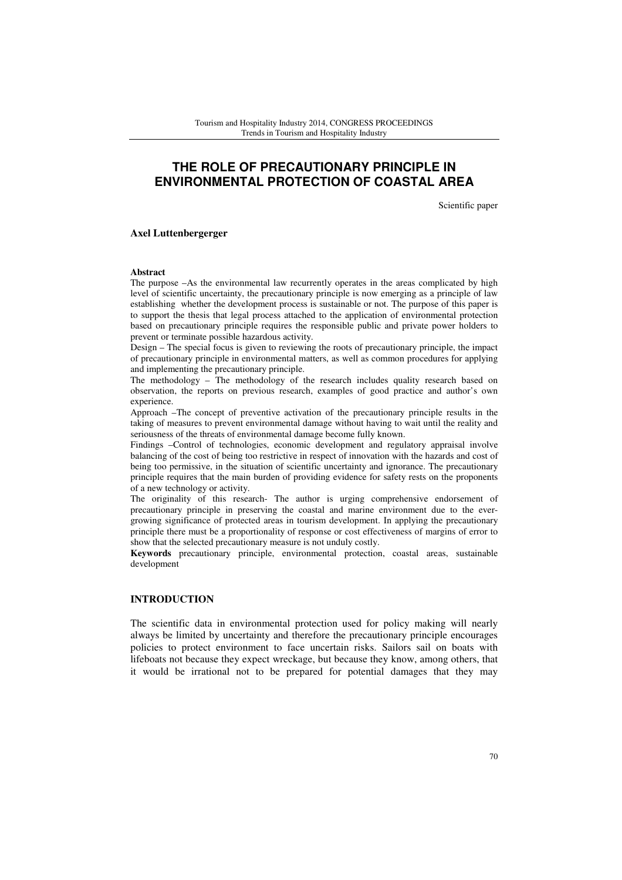# THE ROLE OF PRECAUTIONARY PRINCIPLE IN ENVIRONMENTAL PROTECTION OF COASTAL AREA

Scientific paper

**Axel Luttenbergerger**

**Abstract**

The purpose –As the environmental law recurrently operates in the areas complicated by high level of scientific uncertainty, the precautionary principle is now emerging as a principle of law establishing whether the development process is sustainable or not. The purpose of this paper is to support the thesis that legal process attached to the application of environmental protection based on precautionary principle requires the responsible public and private power holders to prevent or terminate possible hazardous activity.

Design – The special focus is given to reviewing the roots of precautionary principle, the impact of precautionary principle in environmental matters, as well as common procedures for applying and implementing the precautionary principle.

The methodology – The methodology of the research includes quality research based on observation, the reports on previous research, examples of good practice and author's own experience.

Approach –The concept of preventive activation of the precautionary principle results in the taking of measures to prevent environmental damage without having to wait until the reality and seriousness of the threats of environmental damage become fully known.

Findings –Control of technologies, economic development and regulatory appraisal involve balancing of the cost of being too restrictive in respect of innovation with the hazards and cost of being too permissive, in the situation of scientific uncertainty and ignorance. The precautionary principle requires that the main burden of providing evidence for safety rests on the proponents of a new technology or activity.

The originality of this research- The author is urging comprehensive endorsement of precautionary principle in preserving the coastal and marine environment due to the ever-growing significance of protected areas in tourism development. In applying the precautionary principle there must be a proportionality of response or cost effectiveness of margins of error to show that the selected precautionary measure is not unduly costly.

**Keywords** precautionary principle, environmental protection, coastal areas, sustainable development

## INTRODUCTION

The scientific data in environmental protection used for policy making will nearly always be limited by uncertainty and therefore the precautionary principle encourages policies to protect environment to face uncertain risks. Sailors sail on boats with lifeboats not because they expect wreckage, but because they know, among others, that it would be irrational not to be prepared for potential damages that they may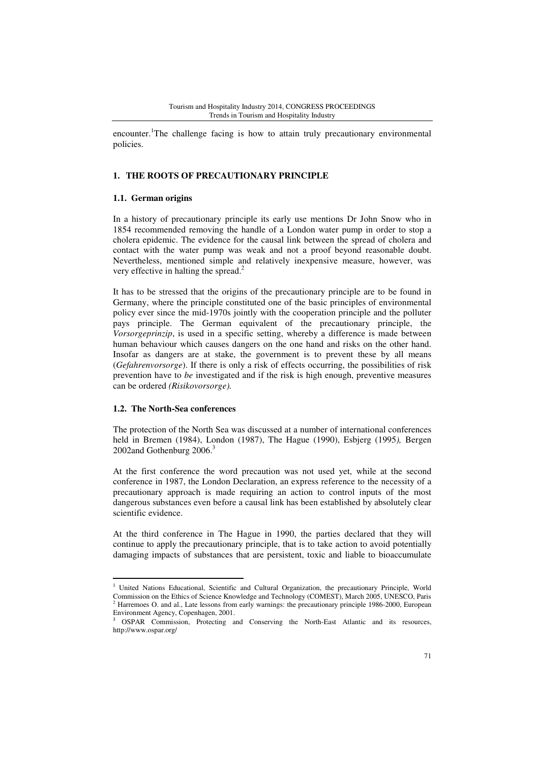encounter.[1]The challenge facing is how to attain truly precautionary environmental policies.

## 1. THE ROOTS OF PRECAUTIONARY PRINCIPLE

### 1.1. German origins

In a history of precautionary principle its early use mentions Dr John Snow who in 1854 recommended removing the handle of a London water pump in order to stop a cholera epidemic. The evidence for the causal link between the spread of cholera and contact with the water pump was weak and not a proof beyond reasonable doubt. Nevertheless, mentioned simple and relatively inexpensive measure, however, was very effective in halting the spread.[2]

It has to be stressed that the origins of the precautionary principle are to be found in Germany, where the principle constituted one of the basic principles of environmental policy ever since the mid-1970s jointly with the cooperation principle and the polluter pays principle. The German equivalent of the precautionary principle, the *Vorsorgeprinzip*, is used in a specific setting, whereby a difference is made between human behaviour which causes dangers on the one hand and risks on the other hand. Insofar as dangers are at stake, the government is to prevent these by all means (*Gefahrenvorsorge*). If there is only a risk of effects occurring, the possibilities of risk prevention have to *be* investigated and if the risk is high enough, preventive measures can be ordered *(Risikovorsorge).*

### 1.2. The North-Sea conferences

The protection of the North Sea was discussed at a number of international conferences held in Bremen (1984), London (1987), The Hague (1990), Esbjerg (1995*),* Bergen 2002and Gothenburg 2006.[3]

At the first conference the word precaution was not used yet, while at the second conference in 1987, the London Declaration, an express reference to the necessity of a precautionary approach is made requiring an action to control inputs of the most dangerous substances even before a causal link has been established by absolutely clear scientific evidence.

At the third conference in The Hague in 1990, the parties declared that they will continue to apply the precautionary principle, that is to take action to avoid potentially damaging impacts of substances that are persistent, toxic and liable to bioaccumulate

---

[1] United Nations Educational, Scientific and Cultural Organization, the precautionary Principle, World Commission on the Ethics of Science Knowledge and Technology (COMEST), March 2005, UNESCO, Paris

[2] Harremoes O. and al., Late lessons from early warnings: the precautionary principle 1986-2000, European Environment Agency, Copenhagen, 2001.

[3] OSPAR Commission, Protecting and Conserving the North-East Atlantic and its resources, http://www.ospar.org/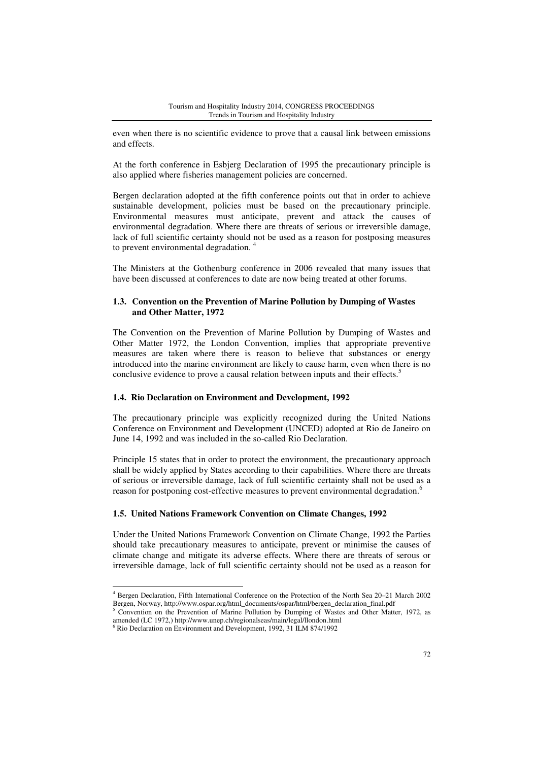even when there is no scientific evidence to prove that a causal link between emissions and effects.

At the forth conference in Esbjerg Declaration of 1995 the precautionary principle is also applied where fisheries management policies are concerned.

Bergen declaration adopted at the fifth conference points out that in order to achieve sustainable development, policies must be based on the precautionary principle. Environmental measures must anticipate, prevent and attack the causes of environmental degradation. Where there are threats of serious or irreversible damage, lack of full scientific certainty should not be used as a reason for postposing measures to prevent environmental degradation. [4]

The Ministers at the Gothenburg conference in 2006 revealed that many issues that have been discussed at conferences to date are now being treated at other forums.

### 1.3. Convention on the Prevention of Marine Pollution by Dumping of Wastes and Other Matter, 1972

The Convention on the Prevention of Marine Pollution by Dumping of Wastes and Other Matter 1972, the London Convention, implies that appropriate preventive measures are taken where there is reason to believe that substances or energy introduced into the marine environment are likely to cause harm, even when there is no conclusive evidence to prove a causal relation between inputs and their effects.[5]

### 1.4. Rio Declaration on Environment and Development, 1992

The precautionary principle was explicitly recognized during the United Nations Conference on Environment and Development (UNCED) adopted at Rio de Janeiro on June 14, 1992 and was included in the so-called Rio Declaration.

Principle 15 states that in order to protect the environment, the precautionary approach shall be widely applied by States according to their capabilities. Where there are threats of serious or irreversible damage, lack of full scientific certainty shall not be used as a reason for postponing cost-effective measures to prevent environmental degradation.[6]

### 1.5. United Nations Framework Convention on Climate Changes, 1992

Under the United Nations Framework Convention on Climate Change, 1992 the Parties should take precautionary measures to anticipate, prevent or minimise the causes of climate change and mitigate its adverse effects. Where there are threats of serous or irreversible damage, lack of full scientific certainty should not be used as a reason for

---

[4] Bergen Declaration, Fifth International Conference on the Protection of the North Sea 20–21 March 2002 Bergen, Norway, http://www.ospar.org/html_documents/ospar/html/bergen_declaration_final.pdf

[5] Convention on the Prevention of Marine Pollution by Dumping of Wastes and Other Matter, 1972, as amended (LC 1972,) http://www.unep.ch/regionalseas/main/legal/llondon.html

[6] Rio Declaration on Environment and Development, 1992, 31 ILM 874/1992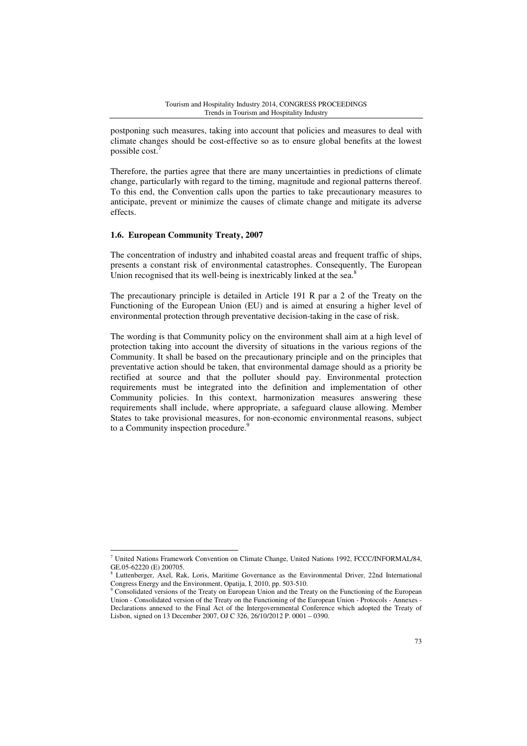postponing such measures, taking into account that policies and measures to deal with climate changes should be cost-effective so as to ensure global benefits at the lowest possible cost.[7]

Therefore, the parties agree that there are many uncertainties in predictions of climate change, particularly with regard to the timing, magnitude and regional patterns thereof. To this end, the Convention calls upon the parties to take precautionary measures to anticipate, prevent or minimize the causes of climate change and mitigate its adverse effects.

### 1.6. European Community Treaty, 2007

The concentration of industry and inhabited coastal areas and frequent traffic of ships, presents a constant risk of environmental catastrophes. Consequently, The European Union recognised that its well-being is inextricably linked at the sea.[8]

The precautionary principle is detailed in Article 191 R par a 2 of the Treaty on the Functioning of the European Union (EU) and is aimed at ensuring a higher level of environmental protection through preventative decision-taking in the case of risk.

The wording is that Community policy on the environment shall aim at a high level of protection taking into account the diversity of situations in the various regions of the Community. It shall be based on the precautionary principle and on the principles that preventative action should be taken, that environmental damage should as a priority be rectified at source and that the polluter should pay. Environmental protection requirements must be integrated into the definition and implementation of other Community policies. In this context, harmonization measures answering these requirements shall include, where appropriate, a safeguard clause allowing. Member States to take provisional measures, for non-economic environmental reasons, subject to a Community inspection procedure.[9]

---

[7] United Nations Framework Convention on Climate Change, United Nations 1992, FCCC/INFORMAL/84, GE.05-62220 (E) 200705.

[8] Luttenberger, Axel, Rak, Loris, Maritime Governance as the Environmental Driver, 22nd International Congress Energy and the Environment, Opatija, I, 2010, pp. 503-510.

[9] Consolidated versions of the Treaty on European Union and the Treaty on the Functioning of the European Union - Consolidated version of the Treaty on the Functioning of the European Union - Protocols - Annexes - Declarations annexed to the Final Act of the Intergovernmental Conference which adopted the Treaty of Lisbon, signed on 13 December 2007, OJ C 326, 26/10/2012 P. 0001 – 0390.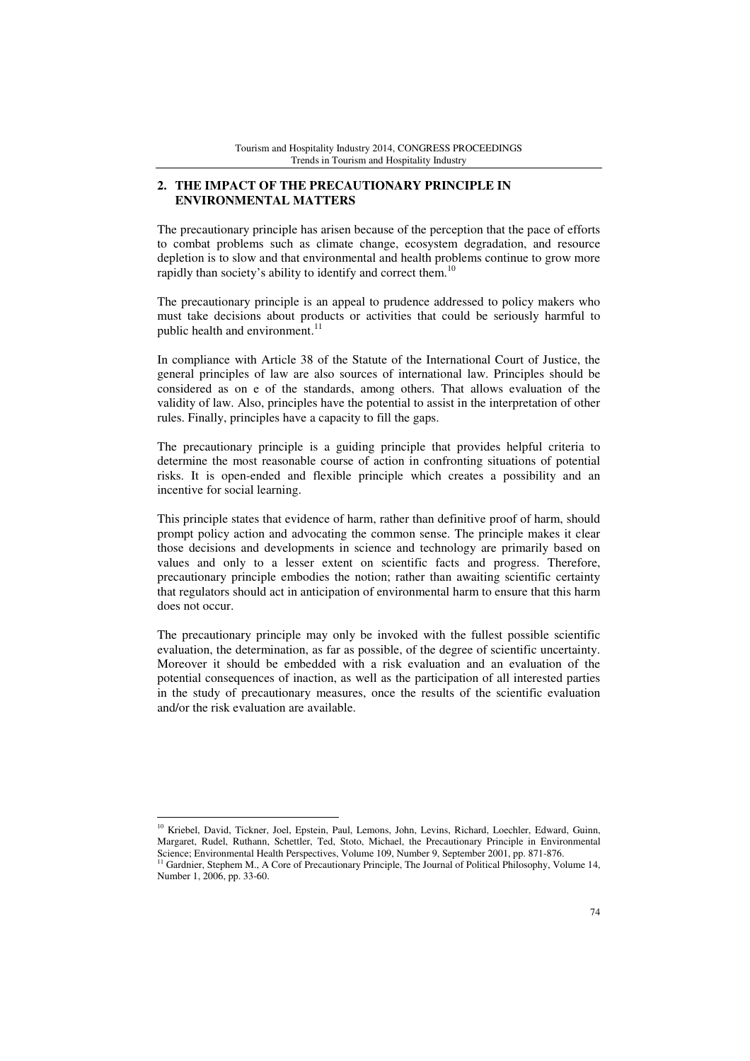## 2. THE IMPACT OF THE PRECAUTIONARY PRINCIPLE IN ENVIRONMENTAL MATTERS

The precautionary principle has arisen because of the perception that the pace of efforts to combat problems such as climate change, ecosystem degradation, and resource depletion is to slow and that environmental and health problems continue to grow more rapidly than society's ability to identify and correct them.[10]

The precautionary principle is an appeal to prudence addressed to policy makers who must take decisions about products or activities that could be seriously harmful to public health and environment.[11]

In compliance with Article 38 of the Statute of the International Court of Justice, the general principles of law are also sources of international law. Principles should be considered as on e of the standards, among others. That allows evaluation of the validity of law. Also, principles have the potential to assist in the interpretation of other rules. Finally, principles have a capacity to fill the gaps.

The precautionary principle is a guiding principle that provides helpful criteria to determine the most reasonable course of action in confronting situations of potential risks. It is open-ended and flexible principle which creates a possibility and an incentive for social learning.

This principle states that evidence of harm, rather than definitive proof of harm, should prompt policy action and advocating the common sense. The principle makes it clear those decisions and developments in science and technology are primarily based on values and only to a lesser extent on scientific facts and progress. Therefore, precautionary principle embodies the notion; rather than awaiting scientific certainty that regulators should act in anticipation of environmental harm to ensure that this harm does not occur.

The precautionary principle may only be invoked with the fullest possible scientific evaluation, the determination, as far as possible, of the degree of scientific uncertainty. Moreover it should be embedded with a risk evaluation and an evaluation of the potential consequences of inaction, as well as the participation of all interested parties in the study of precautionary measures, once the results of the scientific evaluation and/or the risk evaluation are available.

---

[10] Kriebel, David, Tickner, Joel, Epstein, Paul, Lemons, John, Levins, Richard, Loechler, Edward, Guinn, Margaret, Rudel, Ruthann, Schettler, Ted, Stoto, Michael, the Precautionary Principle in Environmental Science; Environmental Health Perspectives, Volume 109, Number 9, September 2001, pp. 871-876.

[11] Gardnier, Stephem M., A Core of Precautionary Principle, The Journal of Political Philosophy, Volume 14, Number 1, 2006, pp. 33-60.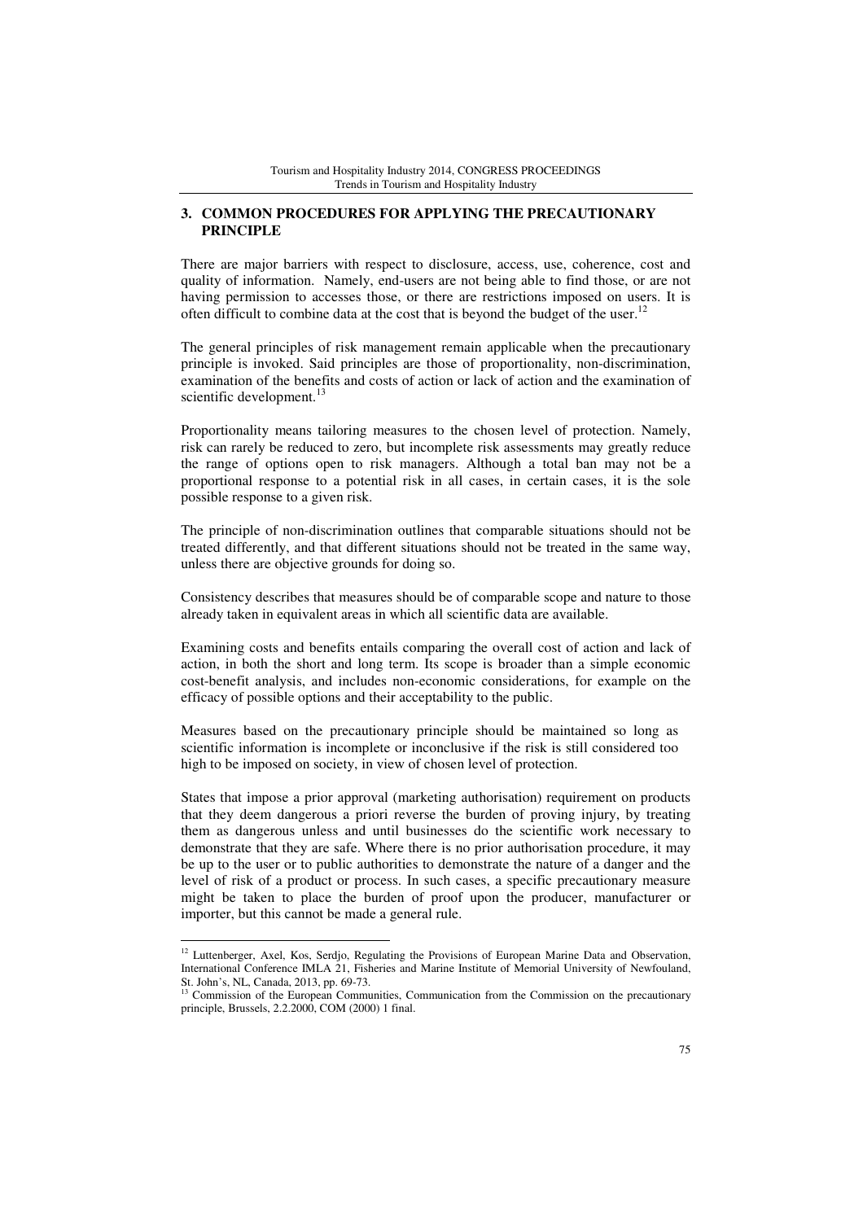## 3. COMMON PROCEDURES FOR APPLYING THE PRECAUTIONARY PRINCIPLE

There are major barriers with respect to disclosure, access, use, coherence, cost and quality of information. Namely, end-users are not being able to find those, or are not having permission to accesses those, or there are restrictions imposed on users. It is often difficult to combine data at the cost that is beyond the budget of the user.[12]

The general principles of risk management remain applicable when the precautionary principle is invoked. Said principles are those of proportionality, non-discrimination, examination of the benefits and costs of action or lack of action and the examination of scientific development.[13]

Proportionality means tailoring measures to the chosen level of protection. Namely, risk can rarely be reduced to zero, but incomplete risk assessments may greatly reduce the range of options open to risk managers. Although a total ban may not be a proportional response to a potential risk in all cases, in certain cases, it is the sole possible response to a given risk.

The principle of non-discrimination outlines that comparable situations should not be treated differently, and that different situations should not be treated in the same way, unless there are objective grounds for doing so.

Consistency describes that measures should be of comparable scope and nature to those already taken in equivalent areas in which all scientific data are available.

Examining costs and benefits entails comparing the overall cost of action and lack of action, in both the short and long term. Its scope is broader than a simple economic cost-benefit analysis, and includes non-economic considerations, for example on the efficacy of possible options and their acceptability to the public.

Measures based on the precautionary principle should be maintained so long as scientific information is incomplete or inconclusive if the risk is still considered too high to be imposed on society, in view of chosen level of protection.

States that impose a prior approval (marketing authorisation) requirement on products that they deem dangerous a priori reverse the burden of proving injury, by treating them as dangerous unless and until businesses do the scientific work necessary to demonstrate that they are safe. Where there is no prior authorisation procedure, it may be up to the user or to public authorities to demonstrate the nature of a danger and the level of risk of a product or process. In such cases, a specific precautionary measure might be taken to place the burden of proof upon the producer, manufacturer or importer, but this cannot be made a general rule.

---

[12] Luttenberger, Axel, Kos, Serdjo, Regulating the Provisions of European Marine Data and Observation, International Conference IMLA 21, Fisheries and Marine Institute of Memorial University of Newfouland, St. John's, NL, Canada, 2013, pp. 69-73.

[13] Commission of the European Communities, Communication from the Commission on the precautionary principle, Brussels, 2.2.2000, COM (2000) 1 final.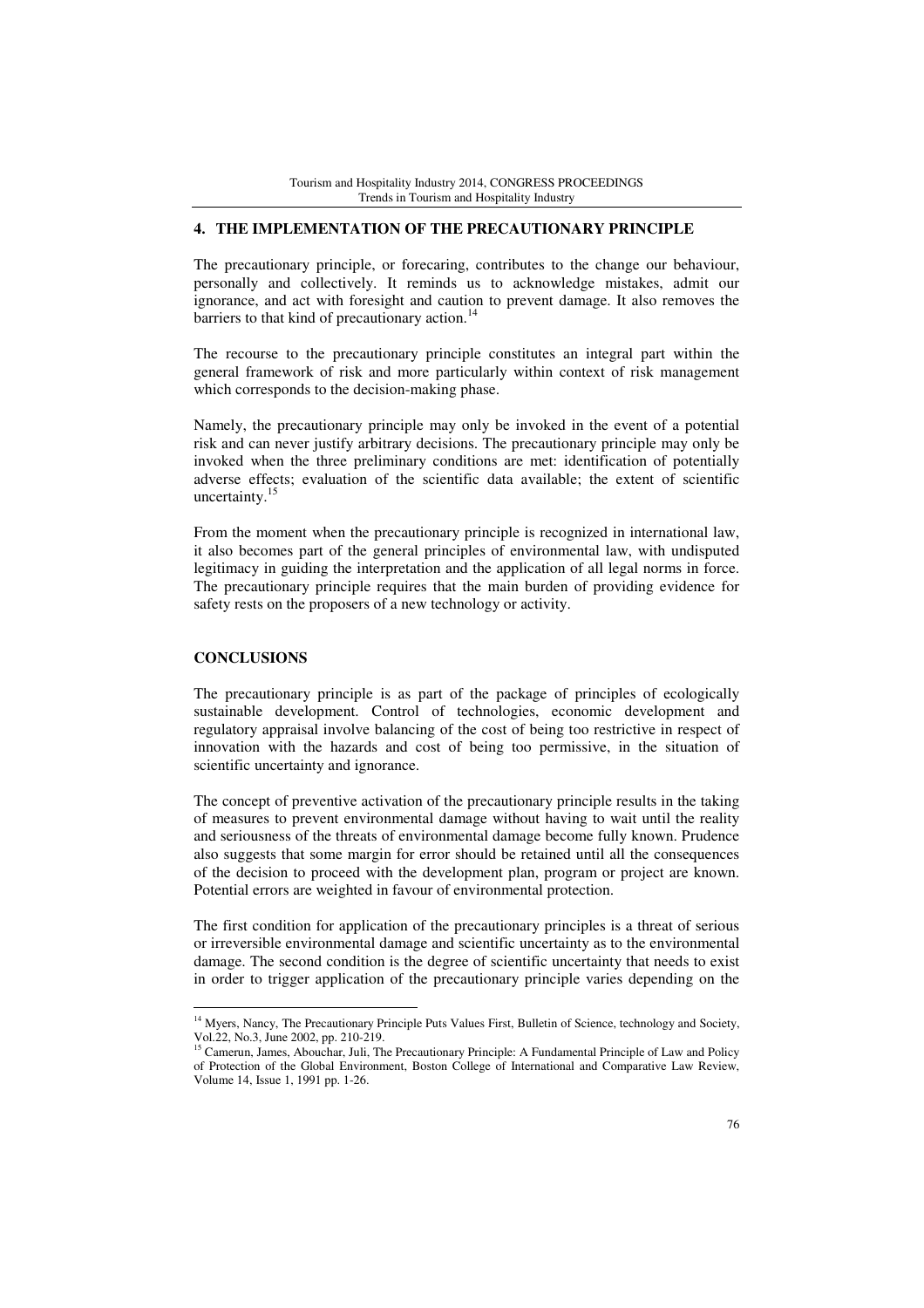## 4. THE IMPLEMENTATION OF THE PRECAUTIONARY PRINCIPLE

The precautionary principle, or forecaring, contributes to the change our behaviour, personally and collectively. It reminds us to acknowledge mistakes, admit our ignorance, and act with foresight and caution to prevent damage. It also removes the barriers to that kind of precautionary action.[14]

The recourse to the precautionary principle constitutes an integral part within the general framework of risk and more particularly within context of risk management which corresponds to the decision-making phase.

Namely, the precautionary principle may only be invoked in the event of a potential risk and can never justify arbitrary decisions. The precautionary principle may only be invoked when the three preliminary conditions are met: identification of potentially adverse effects; evaluation of the scientific data available; the extent of scientific uncertainty.[15]

From the moment when the precautionary principle is recognized in international law, it also becomes part of the general principles of environmental law, with undisputed legitimacy in guiding the interpretation and the application of all legal norms in force. The precautionary principle requires that the main burden of providing evidence for safety rests on the proposers of a new technology or activity.

## CONCLUSIONS

The precautionary principle is as part of the package of principles of ecologically sustainable development. Control of technologies, economic development and regulatory appraisal involve balancing of the cost of being too restrictive in respect of innovation with the hazards and cost of being too permissive, in the situation of scientific uncertainty and ignorance.

The concept of preventive activation of the precautionary principle results in the taking of measures to prevent environmental damage without having to wait until the reality and seriousness of the threats of environmental damage become fully known. Prudence also suggests that some margin for error should be retained until all the consequences of the decision to proceed with the development plan, program or project are known. Potential errors are weighted in favour of environmental protection.

The first condition for application of the precautionary principles is a threat of serious or irreversible environmental damage and scientific uncertainty as to the environmental damage. The second condition is the degree of scientific uncertainty that needs to exist in order to trigger application of the precautionary principle varies depending on the

---

[14] Myers, Nancy, The Precautionary Principle Puts Values First, Bulletin of Science, technology and Society, Vol.22, No.3, June 2002, pp. 210-219.

[15] Camerun, James, Abouchar, Juli, The Precautionary Principle: A Fundamental Principle of Law and Policy of Protection of the Global Environment, Boston College of International and Comparative Law Review, Volume 14, Issue 1, 1991 pp. 1-26.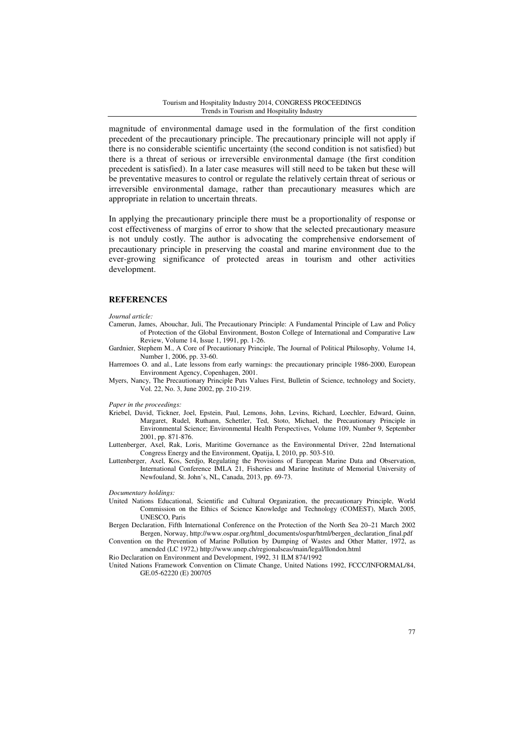magnitude of environmental damage used in the formulation of the first condition precedent of the precautionary principle. The precautionary principle will not apply if there is no considerable scientific uncertainty (the second condition is not satisfied) but there is a threat of serious or irreversible environmental damage (the first condition precedent is satisfied). In a later case measures will still need to be taken but these will be preventative measures to control or regulate the relatively certain threat of serious or irreversible environmental damage, rather than precautionary measures which are appropriate in relation to uncertain threats.

In applying the precautionary principle there must be a proportionality of response or cost effectiveness of margins of error to show that the selected precautionary measure is not unduly costly. The author is advocating the comprehensive endorsement of precautionary principle in preserving the coastal and marine environment due to the ever-growing significance of protected areas in tourism and other activities development.

## REFERENCES

*Journal article:*

Camerun, James, Abouchar, Juli, The Precautionary Principle: A Fundamental Principle of Law and Policy of Protection of the Global Environment, Boston College of International and Comparative Law Review, Volume 14, Issue 1, 1991, pp. 1-26.

Gardnier, Stephem M., A Core of Precautionary Principle, The Journal of Political Philosophy, Volume 14, Number 1, 2006, pp. 33-60.

Harremoes O. and al., Late lessons from early warnings: the precautionary principle 1986-2000, European Environment Agency, Copenhagen, 2001.

Myers, Nancy, The Precautionary Principle Puts Values First, Bulletin of Science, technology and Society, Vol. 22, No. 3, June 2002, pp. 210-219.

*Paper in the proceedings:*

Kriebel, David, Tickner, Joel, Epstein, Paul, Lemons, John, Levins, Richard, Loechler, Edward, Guinn, Margaret, Rudel, Ruthann, Schettler, Ted, Stoto, Michael, the Precautionary Principle in Environmental Science; Environmental Health Perspectives, Volume 109, Number 9, September 2001, pp. 871-876.

Luttenberger, Axel, Rak, Loris, Maritime Governance as the Environmental Driver, 22nd International Congress Energy and the Environment, Opatija, I, 2010, pp. 503-510.

Luttenberger, Axel, Kos, Serdjo, Regulating the Provisions of European Marine Data and Observation, International Conference IMLA 21, Fisheries and Marine Institute of Memorial University of Newfouland, St. John's, NL, Canada, 2013, pp. 69-73.

*Documentary holdings:*

United Nations Educational, Scientific and Cultural Organization, the precautionary Principle, World Commission on the Ethics of Science Knowledge and Technology (COMEST), March 2005, UNESCO, Paris

Bergen Declaration, Fifth International Conference on the Protection of the North Sea 20–21 March 2002 Bergen, Norway, http://www.ospar.org/html_documents/ospar/html/bergen_declaration_final.pdf

Convention on the Prevention of Marine Pollution by Dumping of Wastes and Other Matter, 1972, as amended (LC 1972,) http://www.unep.ch/regionalseas/main/legal/llondon.html

Rio Declaration on Environment and Development, 1992, 31 ILM 874/1992

United Nations Framework Convention on Climate Change, United Nations 1992, FCCC/INFORMAL/84, GE.05-62220 (E) 200705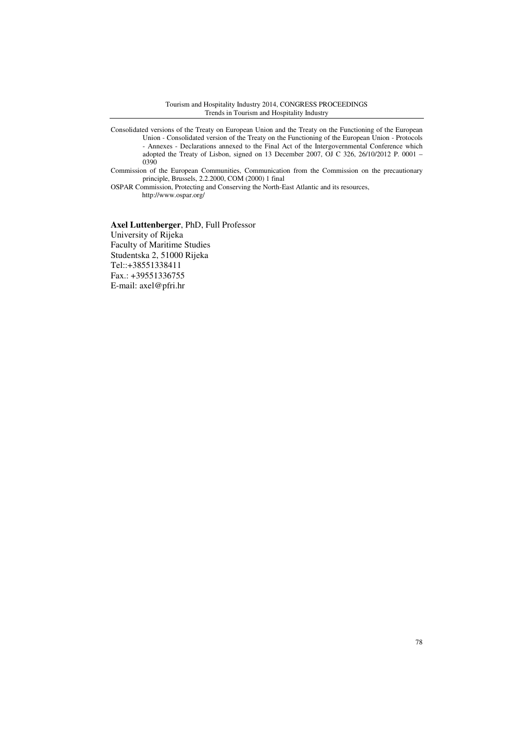Consolidated versions of the Treaty on European Union and the Treaty on the Functioning of the European Union - Consolidated version of the Treaty on the Functioning of the European Union - Protocols - Annexes - Declarations annexed to the Final Act of the Intergovernmental Conference which adopted the Treaty of Lisbon, signed on 13 December 2007, OJ C 326, 26/10/2012 P. 0001 – 0390

Commission of the European Communities, Communication from the Commission on the precautionary principle, Brussels, 2.2.2000, COM (2000) 1 final

OSPAR Commission, Protecting and Conserving the North-East Atlantic and its resources, http://www.ospar.org/

**Axel Luttenberger**, PhD, Full Professor
University of Rijeka
Faculty of Maritime Studies
Studentska 2, 51000 Rijeka
Tel::+38551338411
Fax.: +39551336755
E-mail: axel@pfri.hr